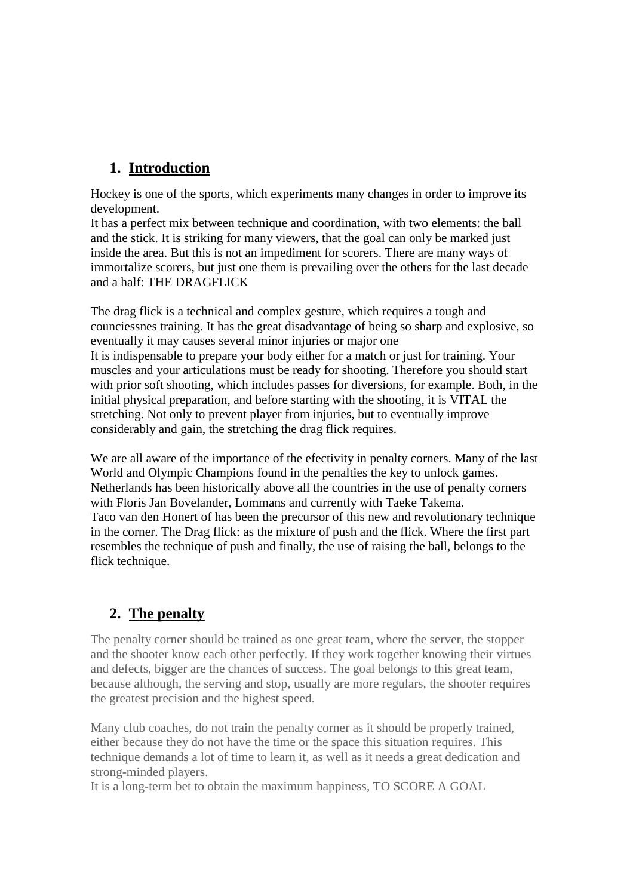## 1. Introduction

Hockey is one of the sports, which experiments many changes in order to improve its development.
It has a perfect mix between technique and coordination, with two elements: the ball and the stick. It is striking for many viewers, that the goal can only be marked just inside the area. But this is not an impediment for scorers. There are many ways of immortalize scorers, but just one them is prevailing over the others for the last decade and a half: THE DRAGFLICK

The drag flick is a technical and complex gesture, which requires a tough and counciessnes training. It has the great disadvantage of being so sharp and explosive, so eventually it may causes several minor injuries or major one
It is indispensable to prepare your body either for a match or just for training. Your muscles and your articulations must be ready for shooting. Therefore you should start with prior soft shooting, which includes passes for diversions, for example. Both, in the initial physical preparation, and before starting with the shooting, it is VITAL the stretching. Not only to prevent player from injuries, but to eventually improve considerably and gain, the stretching the drag flick requires.

We are all aware of the importance of the efectivity in penalty corners. Many of the last World and Olympic Champions found in the penalties the key to unlock games. Netherlands has been historically above all the countries in the use of penalty corners with Floris Jan Bovelander, Lommans and currently with Taeke Takema.
Taco van den Honert of has been the precursor of this new and revolutionary technique in the corner. The Drag flick: as the mixture of push and the flick. Where the first part resembles the technique of push and finally, the use of raising the ball, belongs to the flick technique.

## 2. The penalty

The penalty corner should be trained as one great team, where the server, the stopper and the shooter know each other perfectly. If they work together knowing their virtues and defects, bigger are the chances of success. The goal belongs to this great team, because although, the serving and stop, usually are more regulars, the shooter requires the greatest precision and the highest speed.

Many club coaches, do not train the penalty corner as it should be properly trained, either because they do not have the time or the space this situation requires. This technique demands a lot of time to learn it, as well as it needs a great dedication and strong-minded players.
It is a long-term bet to obtain the maximum happiness, TO SCORE A GOAL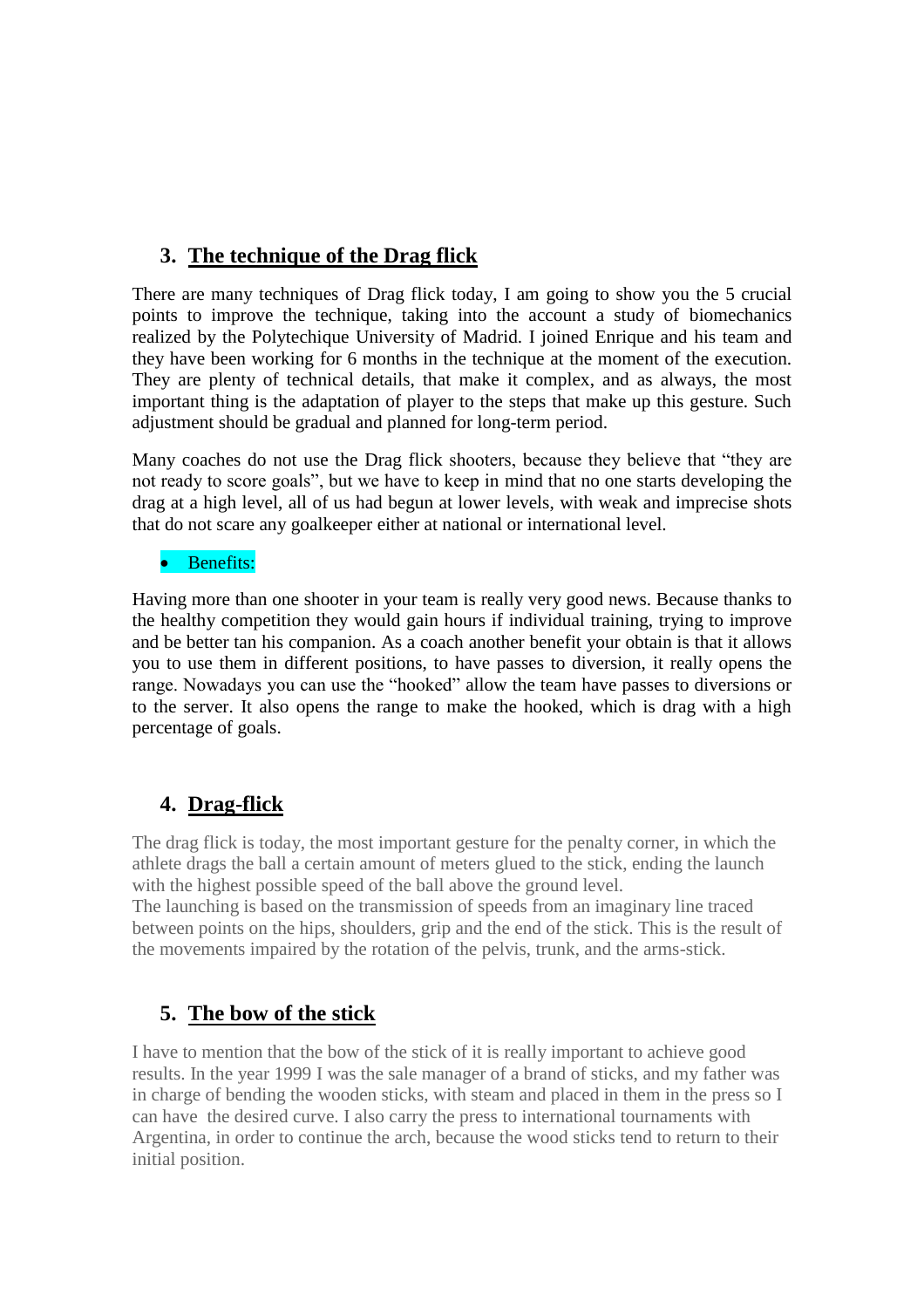## 3. The technique of the Drag flick

There are many techniques of Drag flick today, I am going to show you the 5 crucial points to improve the technique, taking into the account a study of biomechanics realized by the Polytechique University of Madrid. I joined Enrique and his team and they have been working for 6 months in the technique at the moment of the execution. They are plenty of technical details, that make it complex, and as always, the most important thing is the adaptation of player to the steps that make up this gesture. Such adjustment should be gradual and planned for long-term period.

Many coaches do not use the Drag flick shooters, because they believe that "they are not ready to score goals", but we have to keep in mind that no one starts developing the drag at a high level, all of us had begun at lower levels, with weak and imprecise shots that do not scare any goalkeeper either at national or international level.

- Benefits:

Having more than one shooter in your team is really very good news. Because thanks to the healthy competition they would gain hours if individual training, trying to improve and be better tan his companion. As a coach another benefit your obtain is that it allows you to use them in different positions, to have passes to diversion, it really opens the range. Nowadays you can use the "hooked" allow the team have passes to diversions or to the server. It also opens the range to make the hooked, which is drag with a high percentage of goals.

## 4. Drag-flick

The drag flick is today, the most important gesture for the penalty corner, in which the athlete drags the ball a certain amount of meters glued to the stick, ending the launch with the highest possible speed of the ball above the ground level.
The launching is based on the transmission of speeds from an imaginary line traced between points on the hips, shoulders, grip and the end of the stick. This is the result of the movements impaired by the rotation of the pelvis, trunk, and the arms-stick.

## 5. The bow of the stick

I have to mention that the bow of the stick of it is really important to achieve good results. In the year 1999 I was the sale manager of a brand of sticks, and my father was in charge of bending the wooden sticks, with steam and placed in them in the press so I can have the desired curve. I also carry the press to international tournaments with Argentina, in order to continue the arch, because the wood sticks tend to return to their initial position.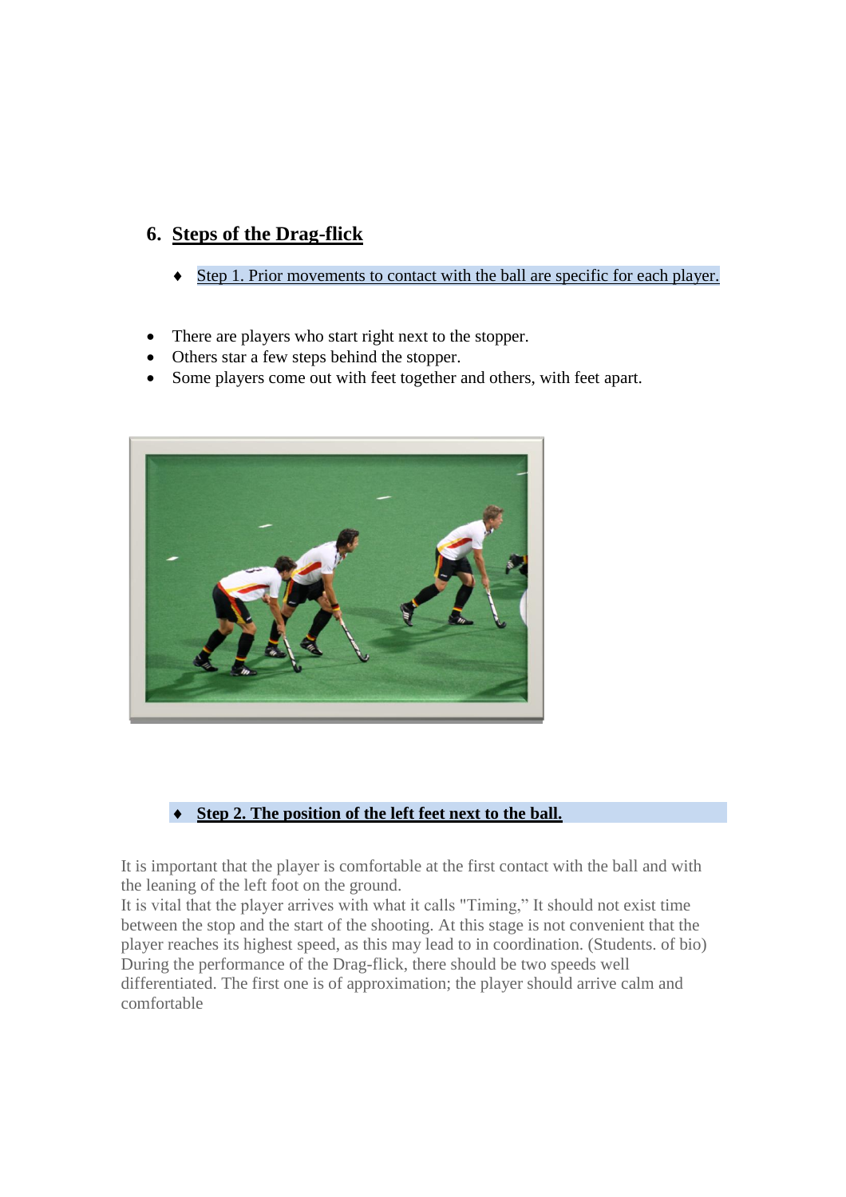## 6. Steps of the Drag-flick

- Step 1. Prior movements to contact with the ball are specific for each player.

- There are players who start right next to the stopper.
- Others star a few steps behind the stopper.
- Some players come out with feet together and others, with feet apart.

- **Step 2. The position of the left feet next to the ball.**

It is important that the player is comfortable at the first contact with the ball and with the leaning of the left foot on the ground.
It is vital that the player arrives with what it calls "Timing," It should not exist time between the stop and the start of the shooting. At this stage is not convenient that the player reaches its highest speed, as this may lead to in coordination. (Students. of bio)
During the performance of the Drag-flick, there should be two speeds well differentiated. The first one is of approximation; the player should arrive calm and comfortable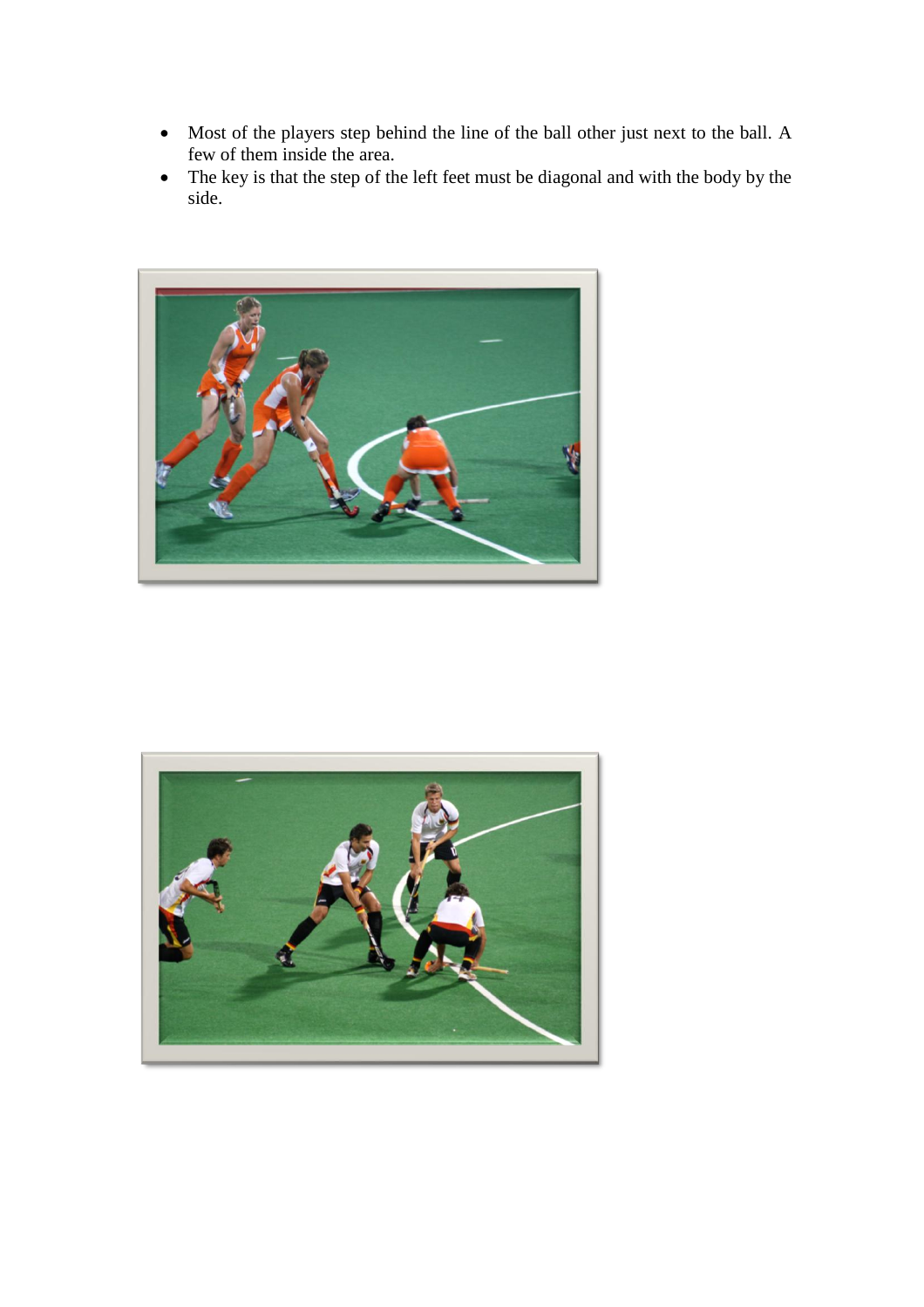- Most of the players step behind the line of the ball other just next to the ball. A few of them inside the area.
- The key is that the step of the left feet must be diagonal and with the body by the side.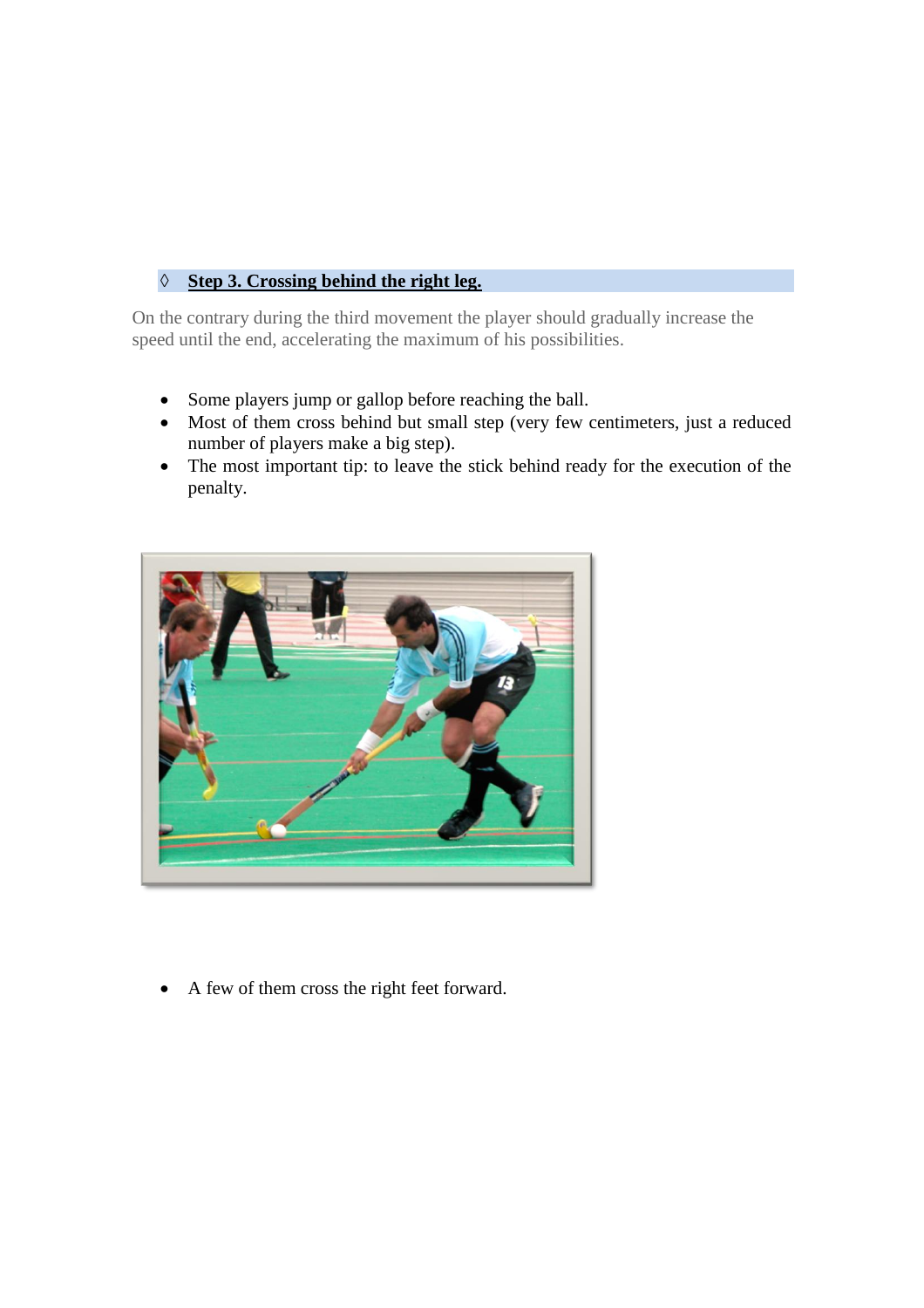◊ **<u>Step 3. Crossing behind the right leg.</u>**

On the contrary during the third movement the player should gradually increase the speed until the end, accelerating the maximum of his possibilities.

- Some players jump or gallop before reaching the ball.
- Most of them cross behind but small step (very few centimeters, just a reduced number of players make a big step).
- The most important tip: to leave the stick behind ready for the execution of the penalty.

- A few of them cross the right feet forward.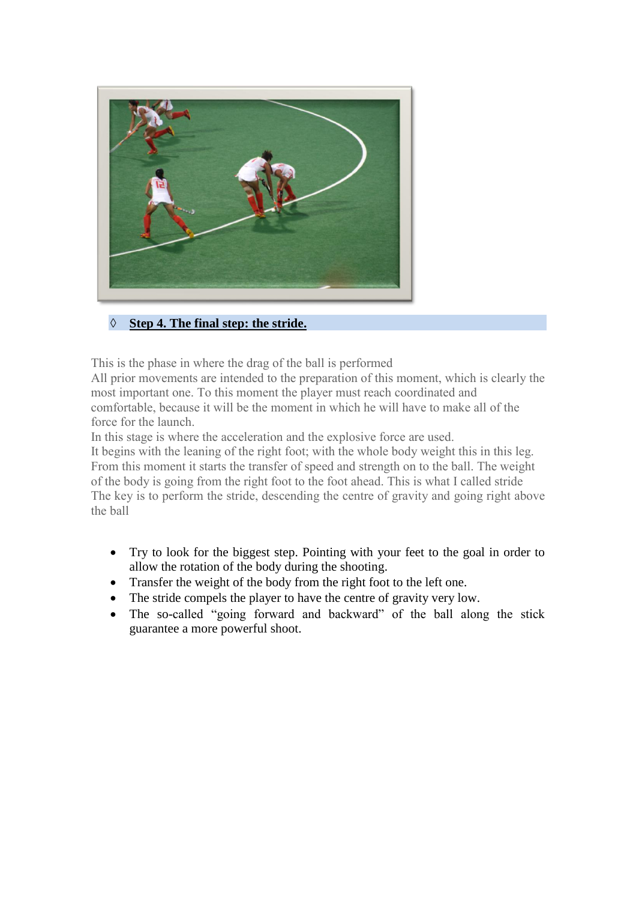◊ **Step 4. The final step: the stride.**

This is the phase in where the drag of the ball is performed
All prior movements are intended to the preparation of this moment, which is clearly the most important one. To this moment the player must reach coordinated and comfortable, because it will be the moment in which he will have to make all of the force for the launch.
In this stage is where the acceleration and the explosive force are used.
It begins with the leaning of the right foot; with the whole body weight this in this leg. From this moment it starts the transfer of speed and strength on to the ball. The weight of the body is going from the right foot to the foot ahead. This is what I called stride
The key is to perform the stride, descending the centre of gravity and going right above the ball

- Try to look for the biggest step. Pointing with your feet to the goal in order to allow the rotation of the body during the shooting.
- Transfer the weight of the body from the right foot to the left one.
- The stride compels the player to have the centre of gravity very low.
- The so-called "going forward and backward" of the ball along the stick guarantee a more powerful shoot.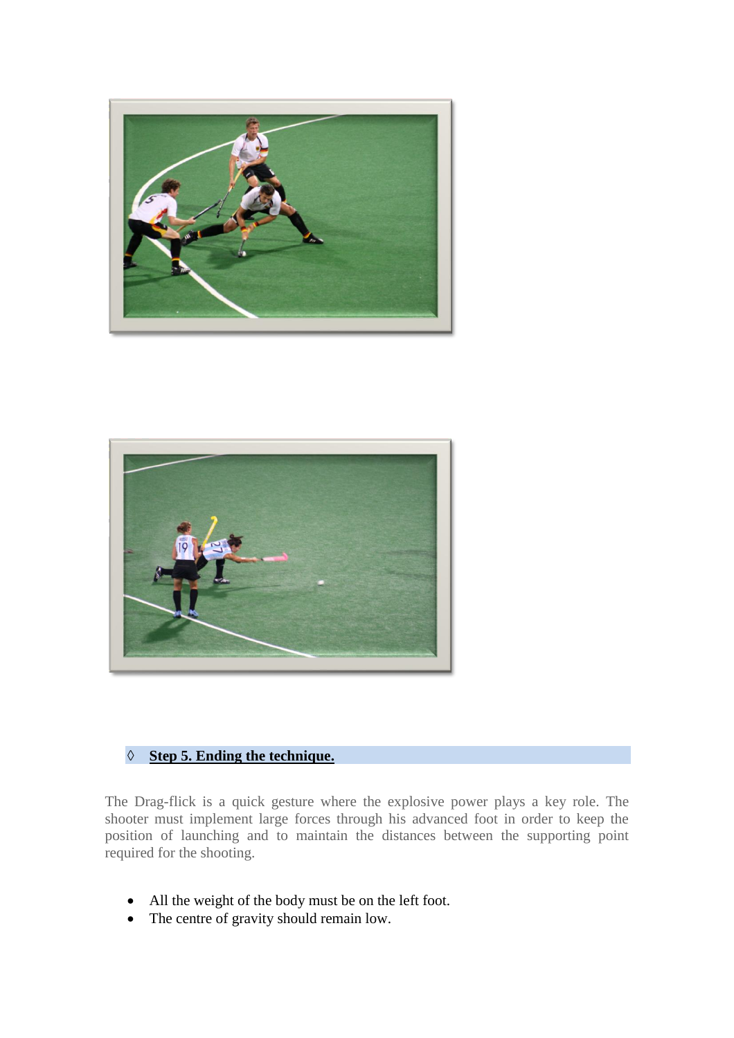◊ **Step 5. Ending the technique.**

The Drag-flick is a quick gesture where the explosive power plays a key role. The shooter must implement large forces through his advanced foot in order to keep the position of launching and to maintain the distances between the supporting point required for the shooting.

- All the weight of the body must be on the left foot.
- The centre of gravity should remain low.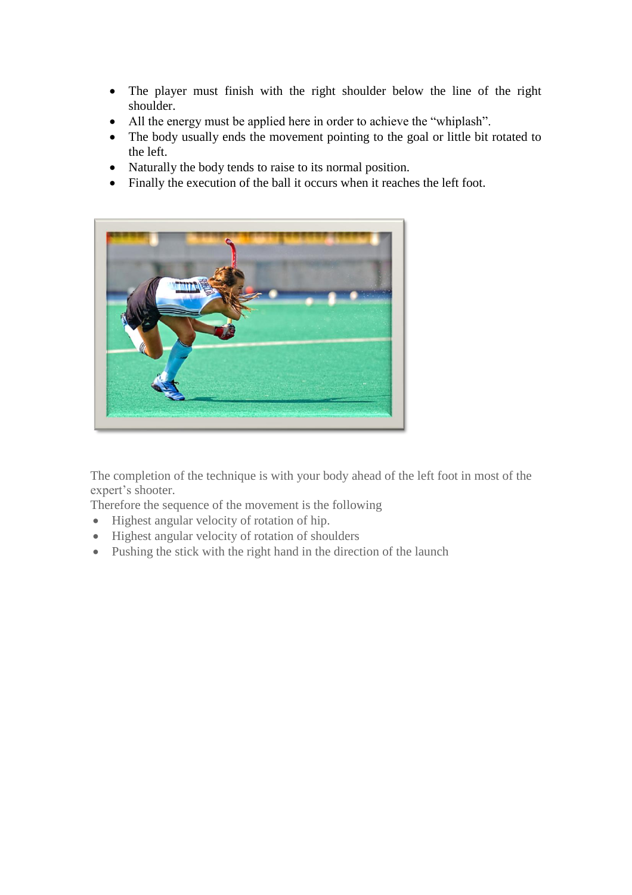- The player must finish with the right shoulder below the line of the right shoulder.
- All the energy must be applied here in order to achieve the "whiplash".
- The body usually ends the movement pointing to the goal or little bit rotated to the left.
- Naturally the body tends to raise to its normal position.
- Finally the execution of the ball it occurs when it reaches the left foot.

The completion of the technique is with your body ahead of the left foot in most of the expert's shooter.

Therefore the sequence of the movement is the following

- Highest angular velocity of rotation of hip.
- Highest angular velocity of rotation of shoulders
- Pushing the stick with the right hand in the direction of the launch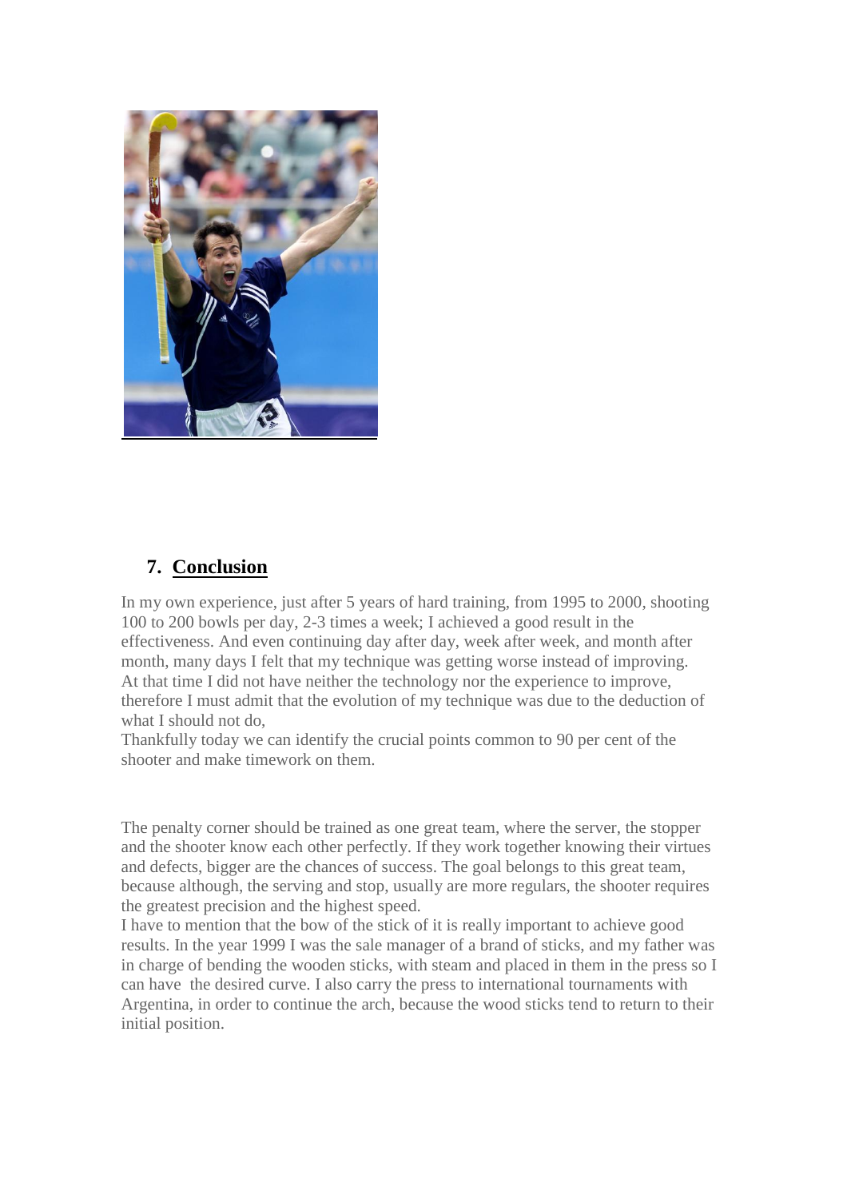## 7. Conclusion

In my own experience, just after 5 years of hard training, from 1995 to 2000, shooting 100 to 200 bowls per day, 2-3 times a week; I achieved a good result in the effectiveness. And even continuing day after day, week after week, and month after month, many days I felt that my technique was getting worse instead of improving. At that time I did not have neither the technology nor the experience to improve, therefore I must admit that the evolution of my technique was due to the deduction of what I should not do,

Thankfully today we can identify the crucial points common to 90 per cent of the shooter and make timework on them.

The penalty corner should be trained as one great team, where the server, the stopper and the shooter know each other perfectly. If they work together knowing their virtues and defects, bigger are the chances of success. The goal belongs to this great team, because although, the serving and stop, usually are more regulars, the shooter requires the greatest precision and the highest speed.

I have to mention that the bow of the stick of it is really important to achieve good results. In the year 1999 I was the sale manager of a brand of sticks, and my father was in charge of bending the wooden sticks, with steam and placed in them in the press so I can have the desired curve. I also carry the press to international tournaments with Argentina, in order to continue the arch, because the wood sticks tend to return to their initial position.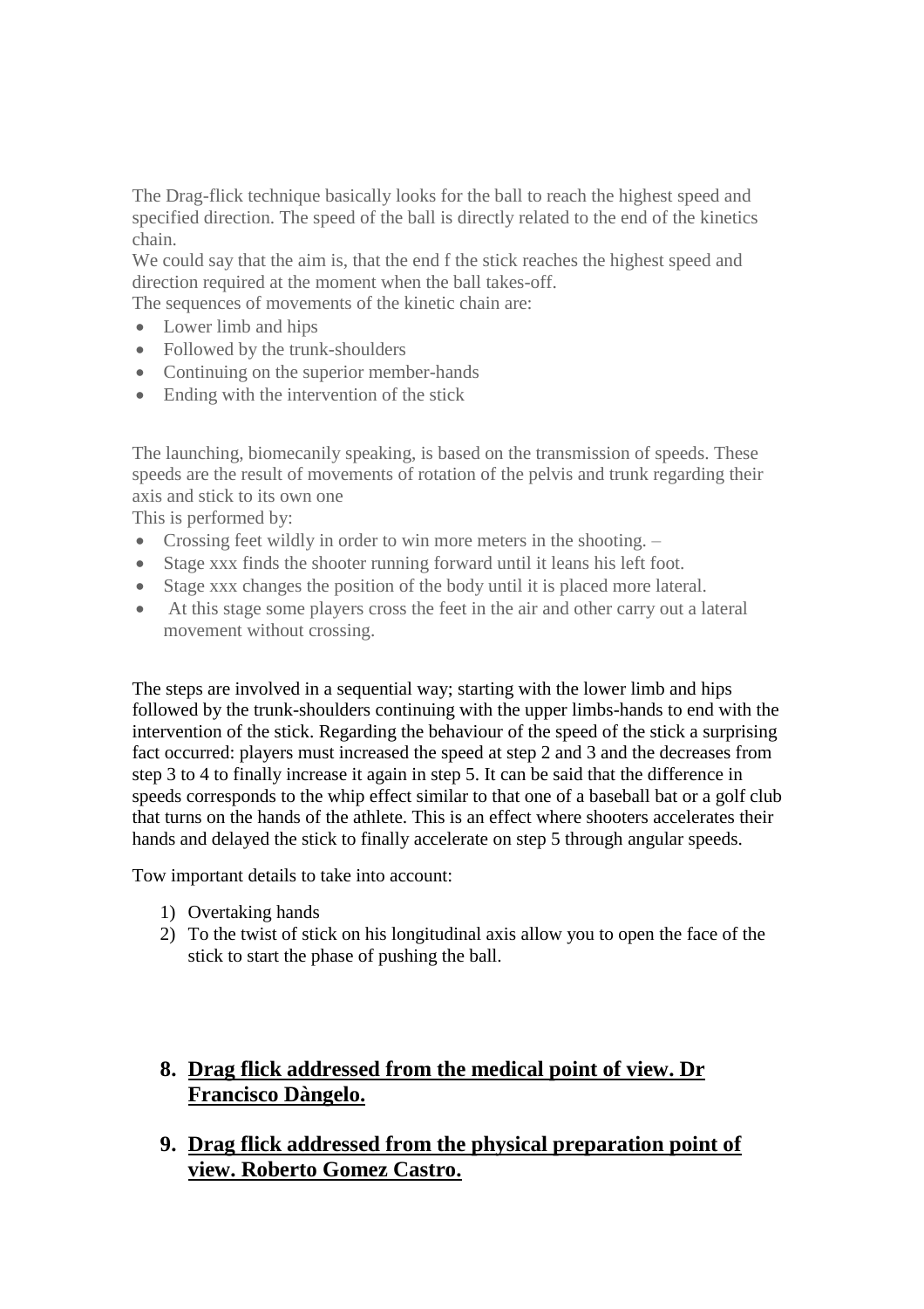The Drag-flick technique basically looks for the ball to reach the highest speed and specified direction. The speed of the ball is directly related to the end of the kinetics chain.
We could say that the aim is, that the end f the stick reaches the highest speed and direction required at the moment when the ball takes-off.
The sequences of movements of the kinetic chain are:

- Lower limb and hips
- Followed by the trunk-shoulders
- Continuing on the superior member-hands
- Ending with the intervention of the stick

The launching, biomecanily speaking, is based on the transmission of speeds. These speeds are the result of movements of rotation of the pelvis and trunk regarding their axis and stick to its own one
This is performed by:

- Crossing feet wildly in order to win more meters in the shooting. –
- Stage xxx finds the shooter running forward until it leans his left foot.
- Stage xxx changes the position of the body until it is placed more lateral.
- At this stage some players cross the feet in the air and other carry out a lateral movement without crossing.

The steps are involved in a sequential way; starting with the lower limb and hips followed by the trunk-shoulders continuing with the upper limbs-hands to end with the intervention of the stick. Regarding the behaviour of the speed of the stick a surprising fact occurred: players must increased the speed at step 2 and 3 and the decreases from step 3 to 4 to finally increase it again in step 5. It can be said that the difference in speeds corresponds to the whip effect similar to that one of a baseball bat or a golf club that turns on the hands of the athlete. This is an effect where shooters accelerates their hands and delayed the stick to finally accelerate on step 5 through angular speeds.

Tow important details to take into account:

1) Overtaking hands
2) To the twist of stick on his longitudinal axis allow you to open the face of the stick to start the phase of pushing the ball.

## 8. Drag flick addressed from the medical point of view. Dr Francisco Dàngelo.

## 9. Drag flick addressed from the physical preparation point of view. Roberto Gomez Castro.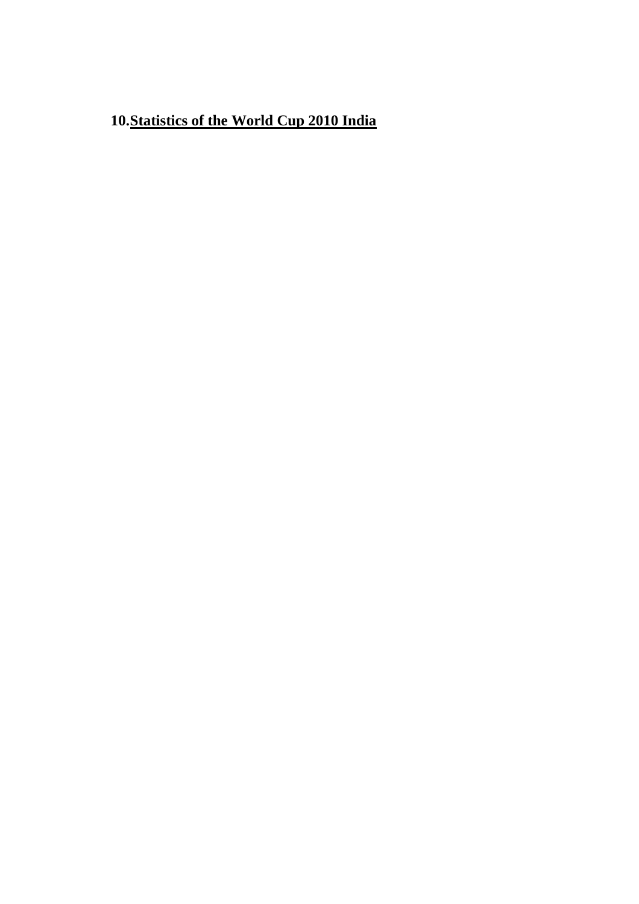**10.Statistics of the World Cup 2010 India**